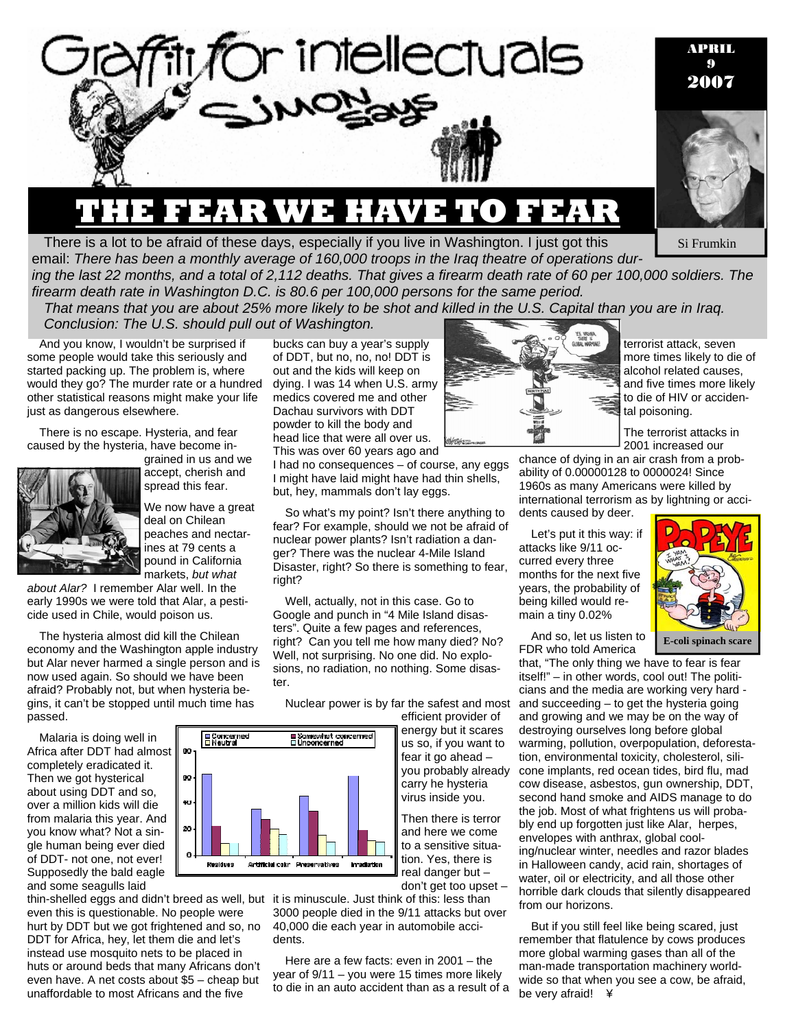# Graffiti for intellectuals

## Simon Says

APRIL 9 2007

Si Frumkin

# THE FEAR WE HAVE TO FEAR

There is a lot to be afraid of these days, especially if you live in Washington. I just got this email: *There has been a monthly average of 160,000 troops in the Iraq theatre of operations during the last 22 months, and a total of 2,112 deaths. That gives a firearm death rate of 60 per 100,000 soldiers. The firearm death rate in Washington D.C. is 80.6 per 100,000 persons for the same period.*

*That means that you are about 25% more likely to be shot and killed in the U.S. Capital than you are in Iraq. Conclusion: The U.S. should pull out of Washington.*

And you know, I wouldn't be surprised if some people would take this seriously and started packing up. The problem is, where would they go? The murder rate or a hundred other statistical reasons might make your life just as dangerous elsewhere.

There is no escape. Hysteria, and fear caused by the hysteria, have become ingrained in us and we accept, cherish and spread this fear.

We now have a great deal on Chilean peaches and nectarines at 79 cents a pound in California markets, *but what about Alar?* I remember Alar well. In the early 1990s we were told that Alar, a pesticide used in Chile, would poison us.

The hysteria almost did kill the Chilean economy and the Washington apple industry but Alar never harmed a single person and is now used again. So should we have been afraid? Probably not, but when hysteria begins, it can't be stopped until much time has passed.

Malaria is doing well in Africa after DDT had almost completely eradicated it. Then we got hysterical about using DDT and so, over a million kids will die from malaria this year. And you know what? Not a single human being ever died of DDT- not one, not ever! Supposedly the bald eagle and some seagulls laid thin-shelled eggs and didn't breed as well, but even this is questionable. No people were hurt by DDT but we got frightened and so, no DDT for Africa, hey, let them die and let's instead use mosquito nets to be placed in huts or around beds that many Africans don't even have. A net costs about $5 – cheap but unaffordable to most Africans and the five bucks can buy a year's supply of DDT, but no, no, no! DDT is out and the kids will keep on dying. I was 14 when U.S. army medics covered me and other Dachau survivors with DDT powder to kill the body and head lice that were all over us. This was over 60 years ago and I had no consequences – of course, any eggs I might have laid might have had thin shells, but, hey, mammals don't lay eggs.

So what's my point? Isn't there anything to fear? For example, should we not be afraid of nuclear power plants? Isn't radiation a danger? There was the nuclear 4-Mile Island Disaster, right? So there is something to fear, right?

Well, actually, not in this case. Go to Google and punch in "4 Mile Island disasters". Quite a few pages and references, right? Can you tell me how many died? No? Well, not surprising. No one did. No explosions, no radiation, no nothing. Some disaster.

Nuclear power is by far the safest and most efficient provider of energy but it scares us so, if you want to fear it go ahead – you probably already carry he hysteria virus inside you.

Then there is terror and here we come to a sensitive situation. Yes, there is real danger but – don't get too upset – it is minuscule. Just think of this: less than 3000 people died in the 9/11 attacks but over 40,000 die each year in automobile accidents.

Here are a few facts: even in 2001 – the year of 9/11 – you were 15 times more likely to die in an auto accident than as a result of a terrorist attack, seven more times likely to die of alcohol related causes, and five times more likely to die of HIV or accidental poisoning.

The terrorist attacks in 2001 increased our chance of dying in an air crash from a probability of 0.00000128 to 0000024! Since 1960s as many Americans were killed by international terrorism as by lightning or accidents caused by deer.

Let's put it this way: if attacks like 9/11 occurred every three months for the next five years, the probability of being killed would remain a tiny 0.02%

And so, let us listen to FDR who told America that, "The only thing we have to fear is fear itself!" – in other words, cool out! The politicians and the media are working very hard - and succeeding – to get the hysteria going and growing and we may be on the way of destroying ourselves long before global warming, pollution, overpopulation, deforestation, environmental toxicity, cholesterol, silicone implants, red ocean tides, bird flu, mad cow disease, asbestos, gun ownership, DDT, second hand smoke and AIDS manage to do the job. Most of what frightens us will probably end up forgotten just like Alar, herpes, envelopes with anthrax, global cooling/nuclear winter, needles and razor blades in Halloween candy, acid rain, shortages of water, oil or electricity, and all those other horrible dark clouds that silently disappeared from our horizons.

But if you still feel like being scared, just remember that flatulence by cows produces more global warming gases than all of the man-made transportation machinery worldwide so that when you see a cow, be afraid, be very afraid! ¥

E-coli spinach scare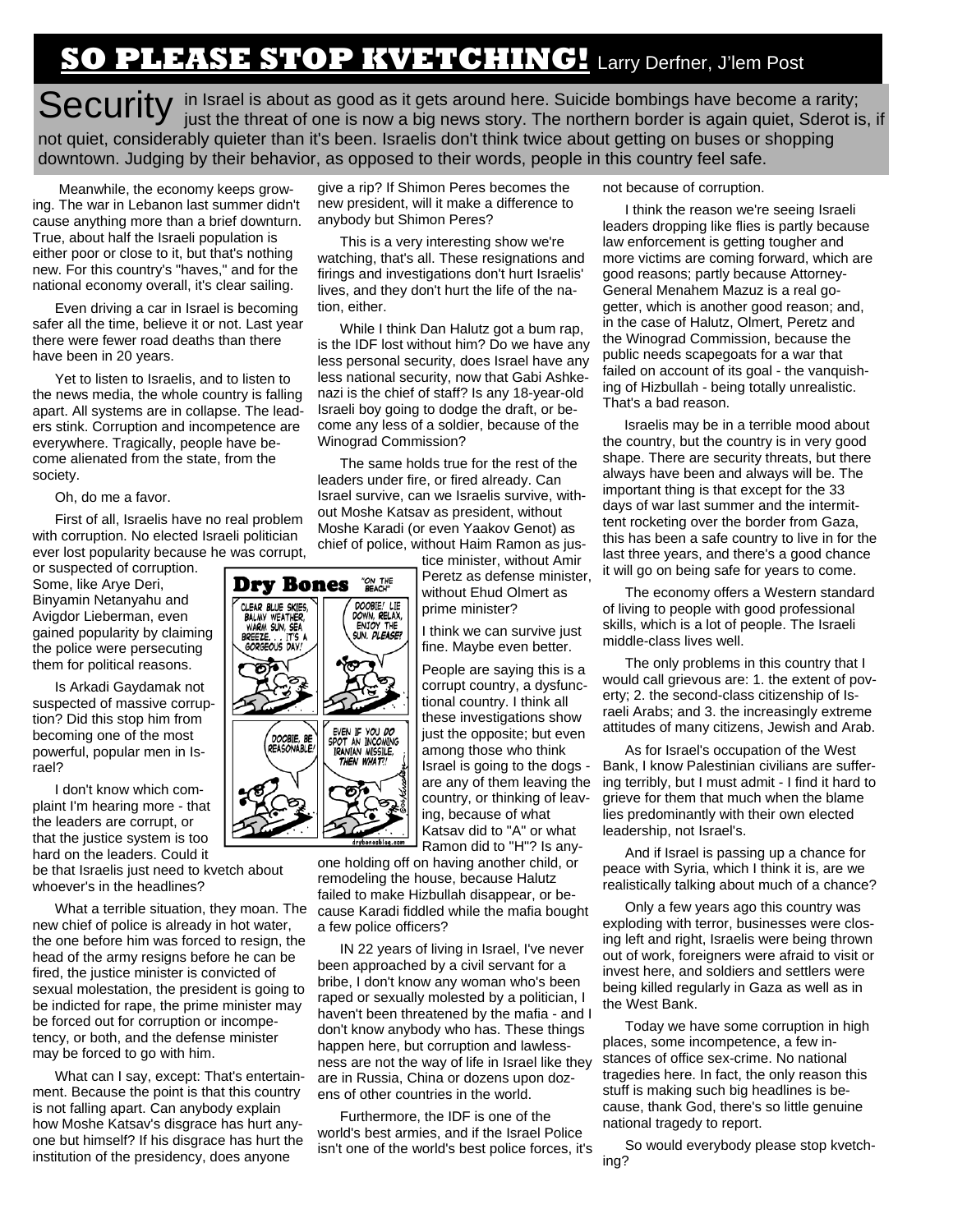# SO PLEASE STOP KVETCHING! Larry Derfner, J'lem Post

**Security** in Israel is about as good as it gets around here. Suicide bombings have become a rarity; just the threat of one is now a big news story. The northern border is again quiet, Sderot is, if not quiet, considerably quieter than it's been. Israelis don't think twice about getting on buses or shopping downtown. Judging by their behavior, as opposed to their words, people in this country feel safe.

Meanwhile, the economy keeps growing. The war in Lebanon last summer didn't cause anything more than a brief downturn. True, about half the Israeli population is either poor or close to it, but that's nothing new. For this country's "haves," and for the national economy overall, it's clear sailing.

Even driving a car in Israel is becoming safer all the time, believe it or not. Last year there were fewer road deaths than there have been in 20 years.

Yet to listen to Israelis, and to listen to the news media, the whole country is falling apart. All systems are in collapse. The leaders stink. Corruption and incompetence are everywhere. Tragically, people have become alienated from the state, from the society.

Oh, do me a favor.

First of all, Israelis have no real problem with corruption. No elected Israeli politician ever lost popularity because he was corrupt, or suspected of corruption. Some, like Arye Deri, Binyamin Netanyahu and Avigdor Lieberman, even gained popularity by claiming the police were persecuting them for political reasons.

Is Arkadi Gaydamak not suspected of massive corruption? Did this stop him from becoming one of the most powerful, popular men in Israel?

I don't know which complaint I'm hearing more - that the leaders are corrupt, or that the justice system is too hard on the leaders. Could it be that Israelis just need to kvetch about whoever's in the headlines?

What a terrible situation, they moan. The new chief of police is already in hot water, the one before him was forced to resign, the head of the army resigns before he can be fired, the justice minister is convicted of sexual molestation, the president is going to be indicted for rape, the prime minister may be forced out for corruption or incompetency, or both, and the defense minister may be forced to go with him.

What can I say, except: That's entertainment. Because the point is that this country is not falling apart. Can anybody explain how Moshe Katsav's disgrace has hurt anyone but himself? If his disgrace has hurt the institution of the presidency, does anyone give a rip? If Shimon Peres becomes the new president, will it make a difference to anybody but Shimon Peres?

This is a very interesting show we're watching, that's all. These resignations and firings and investigations don't hurt Israelis' lives, and they don't hurt the life of the nation, either.

While I think Dan Halutz got a bum rap, is the IDF lost without him? Do we have any less personal security, does Israel have any less national security, now that Gabi Ashkenazi is the chief of staff? Is any 18-year-old Israeli boy going to dodge the draft, or become any less of a soldier, because of the Winograd Commission?

The same holds true for the rest of the leaders under fire, or fired already. Can Israel survive, can we Israelis survive, without Moshe Katsav as president, without Moshe Karadi (or even Yaakov Genot) as chief of police, without Haim Ramon as justice minister, without Amir Peretz as defense minister, without Ehud Olmert as prime minister?

I think we can survive just fine. Maybe even better.

People are saying this is a corrupt country, a dysfunctional country. I think all these investigations show just the opposite; but even among those who think Israel is going to the dogs - are any of them leaving the country, or thinking of leaving, because of what Katsav did to "A" or what Ramon did to "H"? Is anyone holding off on having another child, or remodeling the house, because Halutz failed to make Hizbullah disappear, or because Karadi fiddled while the mafia bought a few police officers?

IN 22 years of living in Israel, I've never been approached by a civil servant for a bribe, I don't know any woman who's been raped or sexually molested by a politician, I haven't been threatened by the mafia - and I don't know anybody who has. These things happen here, but corruption and lawlessness are not the way of life in Israel like they are in Russia, China or dozens upon dozens of other countries in the world.

Furthermore, the IDF is one of the world's best armies, and if the Israel Police isn't one of the world's best police forces, it's not because of corruption.

I think the reason we're seeing Israeli leaders dropping like flies is partly because law enforcement is getting tougher and more victims are coming forward, which are good reasons; partly because Attorney-General Menahem Mazuz is a real go-getter, which is another good reason; and, in the case of Halutz, Olmert, Peretz and the Winograd Commission, because the public needs scapegoats for a war that failed on account of its goal - the vanquishing of Hizbullah - being totally unrealistic. That's a bad reason.

Israelis may be in a terrible mood about the country, but the country is in very good shape. There are security threats, but there always have been and always will be. The important thing is that except for the 33 days of war last summer and the intermittent rocketing over the border from Gaza, this has been a safe country to live in for the last three years, and there's a good chance it will go on being safe for years to come.

The economy offers a Western standard of living to people with good professional skills, which is a lot of people. The Israeli middle-class lives well.

The only problems in this country that I would call grievous are: 1. the extent of poverty; 2. the second-class citizenship of Israeli Arabs; and 3. the increasingly extreme attitudes of many citizens, Jewish and Arab.

As for Israel's occupation of the West Bank, I know Palestinian civilians are suffering terribly, but I must admit - I find it hard to grieve for them that much when the blame lies predominantly with their own elected leadership, not Israel's.

And if Israel is passing up a chance for peace with Syria, which I think it is, are we realistically talking about much of a chance?

Only a few years ago this country was exploding with terror, businesses were closing left and right, Israelis were being thrown out of work, foreigners were afraid to visit or invest here, and soldiers and settlers were being killed regularly in Gaza as well as in the West Bank.

Today we have some corruption in high places, some incompetence, a few instances of office sex-crime. No national tragedies here. In fact, the only reason this stuff is making such big headlines is because, thank God, there's so little genuine national tragedy to report.

So would everybody please stop kvetching?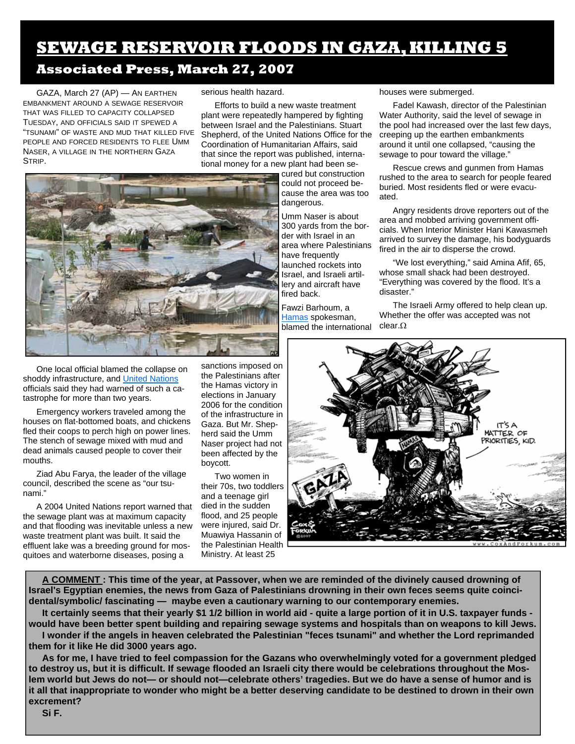# SEWAGE RESERVOIR FLOODS IN GAZA, KILLING 5

## Associated Press, March 27, 2007

GAZA, March 27 (AP) — AN EARTHEN EMBANKMENT AROUND A SEWAGE RESERVOIR THAT WAS FILLED TO CAPACITY COLLAPSED TUESDAY, AND OFFICIALS SAID IT SPEWED A "TSUNAMI" OF WASTE AND MUD THAT KILLED FIVE PEOPLE AND FORCED RESIDENTS TO FLEE UMM NASER, A VILLAGE IN THE NORTHERN GAZA STRIP.

One local official blamed the collapse on shoddy infrastructure, and United Nations officials said they had warned of such a catastrophe for more than two years.

Emergency workers traveled among the houses on flat-bottomed boats, and chickens fled their coops to perch high on power lines. The stench of sewage mixed with mud and dead animals caused people to cover their mouths.

Ziad Abu Farya, the leader of the village council, described the scene as "our tsunami."

A 2004 United Nations report warned that the sewage plant was at maximum capacity and that flooding was inevitable unless a new waste treatment plant was built. It said the effluent lake was a breeding ground for mosquitoes and waterborne diseases, posing a serious health hazard.

Efforts to build a new waste treatment plant were repeatedly hampered by fighting between Israel and the Palestinians. Stuart Shepherd, of the United Nations Office for the Coordination of Humanitarian Affairs, said that since the report was published, international money for a new plant had been secured but construction could not proceed because the area was too dangerous.

Umm Naser is about 300 yards from the border with Israel in an area where Palestinians have frequently launched rockets into Israel, and Israeli artillery and aircraft have fired back.

Fawzi Barhoum, a Hamas spokesman, blamed the international sanctions imposed on the Palestinians after the Hamas victory in elections in January 2006 for the condition of the infrastructure in Gaza. But Mr. Shepherd said the Umm Naser project had not been affected by the boycott.

Two women in their 70s, two toddlers and a teenage girl died in the sudden flood, and 25 people were injured, said Dr. Muawiya Hassanin of the Palestinian Health Ministry. At least 25 houses were submerged.

Fadel Kawash, director of the Palestinian Water Authority, said the level of sewage in the pool had increased over the last few days, creeping up the earthen embankments around it until one collapsed, "causing the sewage to pour toward the village."

Rescue crews and gunmen from Hamas rushed to the area to search for people feared buried. Most residents fled or were evacuated.

Angry residents drove reporters out of the area and mobbed arriving government officials. When Interior Minister Hani Kawasmeh arrived to survey the damage, his bodyguards fired in the air to disperse the crowd.

"We lost everything," said Amina Afif, 65, whose small shack had been destroyed. "Everything was covered by the flood. It's a disaster."

The Israeli Army offered to help clean up. Whether the offer was accepted was not clear.Ω

**A COMMENT : This time of the year, at Passover, when we are reminded of the divinely caused drowning of Israel's Egyptian enemies, the news from Gaza of Palestinians drowning in their own feces seems quite coincidental/symbolic/ fascinating — maybe even a cautionary warning to our contemporary enemies.**

**It certainly seems that their yearly $1 1/2 billion in world aid - quite a large portion of it in U.S. taxpayer funds - would have been better spent building and repairing sewage systems and hospitals than on weapons to kill Jews.**

**I wonder if the angels in heaven celebrated the Palestinian "feces tsunami" and whether the Lord reprimanded them for it like He did 3000 years ago.**

**As for me, I have tried to feel compassion for the Gazans who overwhelmingly voted for a government pledged to destroy us, but it is difficult. If sewage flooded an Israeli city there would be celebrations throughout the Moslem world but Jews do not— or should not—celebrate others' tragedies. But we do have a sense of humor and is it all that inappropriate to wonder who might be a better deserving candidate to be destined to drown in their own excrement?**

**Si F.**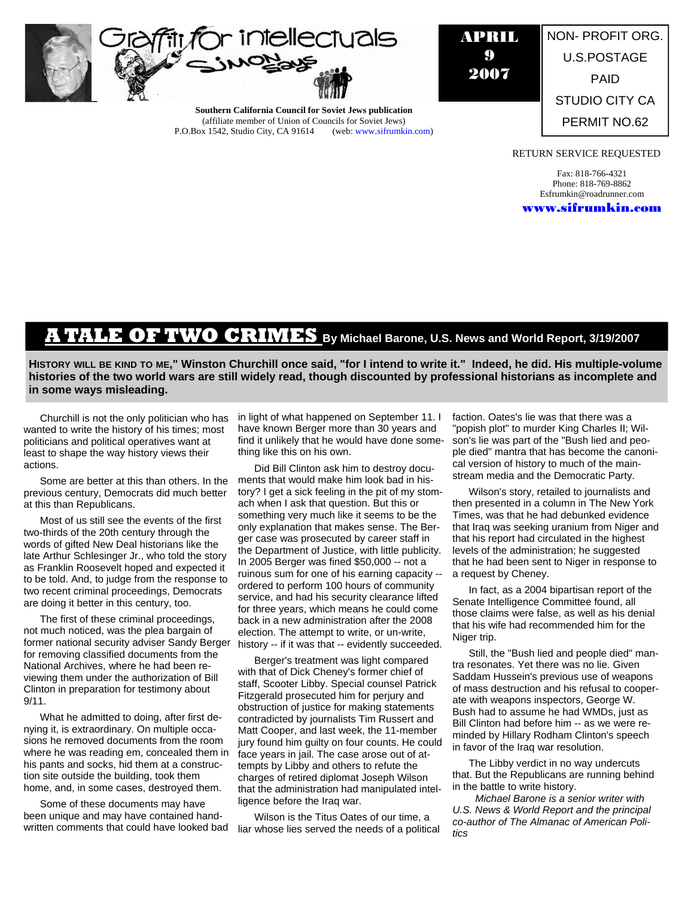Graffiti for intellectuals SIMON SAYS

**Southern California Council for Soviet Jews publication**
(affiliate member of Union of Councils for Soviet Jews)
P.O.Box 1542, Studio City, CA 91614 (web: www.sifrumkin.com)

**APRIL 9 2007**

NON- PROFIT ORG.
U.S.POSTAGE
PAID
STUDIO CITY CA
PERMIT NO.62

RETURN SERVICE REQUESTED

Fax: 818-766-4321
Phone: 818-769-8862
Esfrumkin@roadrunner.com

**www.sifrumkin.com**

# A TALE OF TWO CRIMES

**By Michael Barone, U.S. News and World Report, 3/19/2007**

**HISTORY WILL BE KIND TO ME," Winston Churchill once said, "for I intend to write it." Indeed, he did. His multiple-volume histories of the two world wars are still widely read, though discounted by professional historians as incomplete and in some ways misleading.**

Churchill is not the only politician who has wanted to write the history of his times; most politicians and political operatives want at least to shape the way history views their actions.

Some are better at this than others. In the previous century, Democrats did much better at this than Republicans.

Most of us still see the events of the first two-thirds of the 20th century through the words of gifted New Deal historians like the late Arthur Schlesinger Jr., who told the story as Franklin Roosevelt hoped and expected it to be told. And, to judge from the response to two recent criminal proceedings, Democrats are doing it better in this century, too.

The first of these criminal proceedings, not much noticed, was the plea bargain of former national security adviser Sandy Berger for removing classified documents from the National Archives, where he had been reviewing them under the authorization of Bill Clinton in preparation for testimony about 9/11.

What he admitted to doing, after first denying it, is extraordinary. On multiple occasions he removed documents from the room where he was reading em, concealed them in his pants and socks, hid them at a construction site outside the building, took them home, and, in some cases, destroyed them.

Some of these documents may have been unique and may have contained handwritten comments that could have looked bad in light of what happened on September 11. I have known Berger more than 30 years and find it unlikely that he would have done something like this on his own.

Did Bill Clinton ask him to destroy documents that would make him look bad in history? I get a sick feeling in the pit of my stomach when I ask that question. But this or something very much like it seems to be the only explanation that makes sense. The Berger case was prosecuted by career staff in the Department of Justice, with little publicity. In 2005 Berger was fined $50,000 -- not a ruinous sum for one of his earning capacity -- ordered to perform 100 hours of community service, and had his security clearance lifted for three years, which means he could come back in a new administration after the 2008 election. The attempt to write, or un-write, history -- if it was that -- evidently succeeded.

Berger's treatment was light compared with that of Dick Cheney's former chief of staff, Scooter Libby. Special counsel Patrick Fitzgerald prosecuted him for perjury and obstruction of justice for making statements contradicted by journalists Tim Russert and Matt Cooper, and last week, the 11-member jury found him guilty on four counts. He could face years in jail. The case arose out of attempts by Libby and others to refute the charges of retired diplomat Joseph Wilson that the administration had manipulated intelligence before the Iraq war.

Wilson is the Titus Oates of our time, a liar whose lies served the needs of a political faction. Oates's lie was that there was a "popish plot" to murder King Charles II; Wilson's lie was part of the "Bush lied and people died" mantra that has become the canonical version of history to much of the mainstream media and the Democratic Party.

Wilson's story, retailed to journalists and then presented in a column in The New York Times, was that he had debunked evidence that Iraq was seeking uranium from Niger and that his report had circulated in the highest levels of the administration; he suggested that he had been sent to Niger in response to a request by Cheney.

In fact, as a 2004 bipartisan report of the Senate Intelligence Committee found, all those claims were false, as well as his denial that his wife had recommended him for the Niger trip.

Still, the "Bush lied and people died" mantra resonates. Yet there was no lie. Given Saddam Hussein's previous use of weapons of mass destruction and his refusal to cooperate with weapons inspectors, George W. Bush had to assume he had WMDs, just as Bill Clinton had before him -- as we were reminded by Hillary Rodham Clinton's speech in favor of the Iraq war resolution.

The Libby verdict in no way undercuts that. But the Republicans are running behind in the battle to write history.

*Michael Barone is a senior writer with U.S. News & World Report and the principal co-author of The Almanac of American Politics*